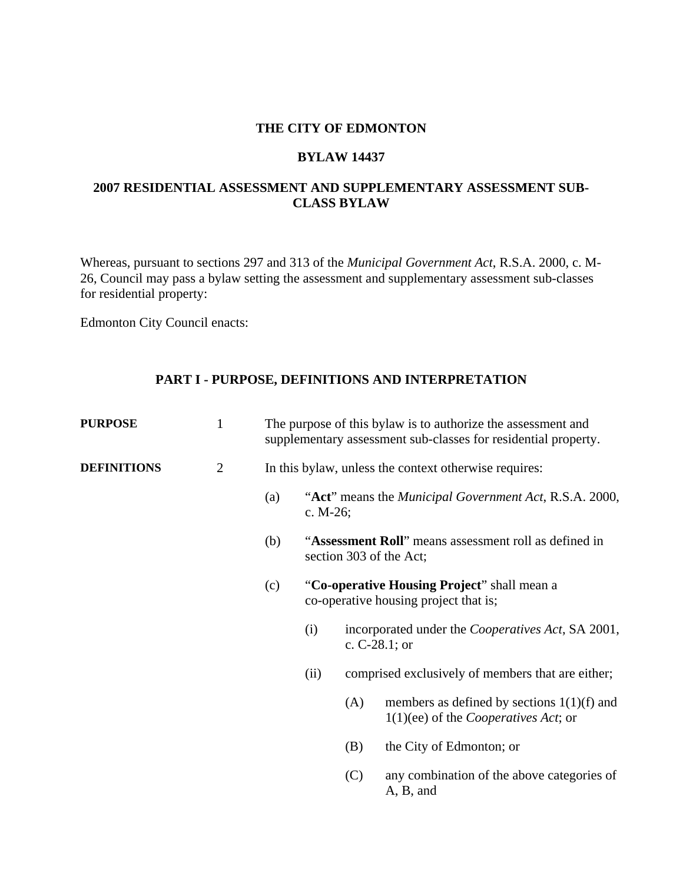# THE CITY OF EDMONTON

## BYLAW 14437

## 2007 RESIDENTIAL ASSESSMENT AND SUPPLEMENTARY ASSESSMENT SUB-CLASS BYLAW

Whereas, pursuant to sections 297 and 313 of the *Municipal Government Act*, R.S.A. 2000, c. M-26, Council may pass a bylaw setting the assessment and supplementary assessment sub-classes for residential property:

Edmonton City Council enacts:

## PART I - PURPOSE, DEFINITIONS AND INTERPRETATION

**PURPOSE**

1 The purpose of this bylaw is to authorize the assessment and supplementary assessment sub-classes for residential property.

**DEFINITIONS**

2 In this bylaw, unless the context otherwise requires:

(a) "**Act**" means the *Municipal Government Act*, R.S.A. 2000, c. M-26;

(b) "**Assessment Roll**" means assessment roll as defined in section 303 of the Act;

(c) "**Co-operative Housing Project**" shall mean a co-operative housing project that is;

  (i) incorporated under the *Cooperatives Act*, SA 2001, c. C-28.1; or

  (ii) comprised exclusively of members that are either;

    (A) members as defined by sections 1(1)(f) and 1(1)(ee) of the *Cooperatives Act*; or

    (B) the City of Edmonton; or

    (C) any combination of the above categories of A, B, and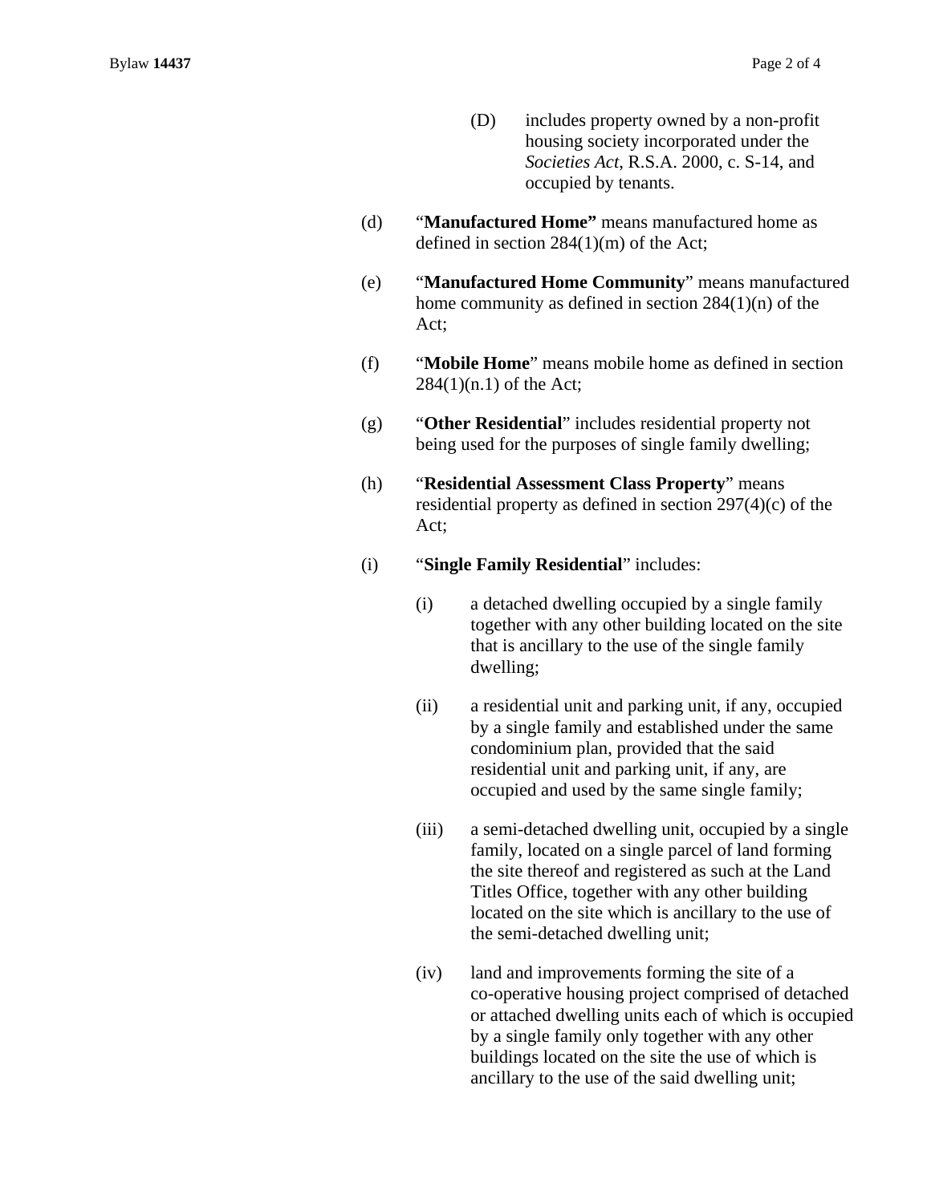(D) includes property owned by a non-profit housing society incorporated under the *Societies Act*, R.S.A. 2000, c. S-14, and occupied by tenants.

(d) "**Manufactured Home"** means manufactured home as defined in section 284(1)(m) of the Act;

(e) "**Manufactured Home Community**" means manufactured home community as defined in section 284(1)(n) of the Act;

(f) "**Mobile Home**" means mobile home as defined in section 284(1)(n.1) of the Act;

(g) "**Other Residential**" includes residential property not being used for the purposes of single family dwelling;

(h) "**Residential Assessment Class Property**" means residential property as defined in section 297(4)(c) of the Act;

(i) "**Single Family Residential**" includes:

(i) a detached dwelling occupied by a single family together with any other building located on the site that is ancillary to the use of the single family dwelling;

(ii) a residential unit and parking unit, if any, occupied by a single family and established under the same condominium plan, provided that the said residential unit and parking unit, if any, are occupied and used by the same single family;

(iii) a semi-detached dwelling unit, occupied by a single family, located on a single parcel of land forming the site thereof and registered as such at the Land Titles Office, together with any other building located on the site which is ancillary to the use of the semi-detached dwelling unit;

(iv) land and improvements forming the site of a co-operative housing project comprised of detached or attached dwelling units each of which is occupied by a single family only together with any other buildings located on the site the use of which is ancillary to the use of the said dwelling unit;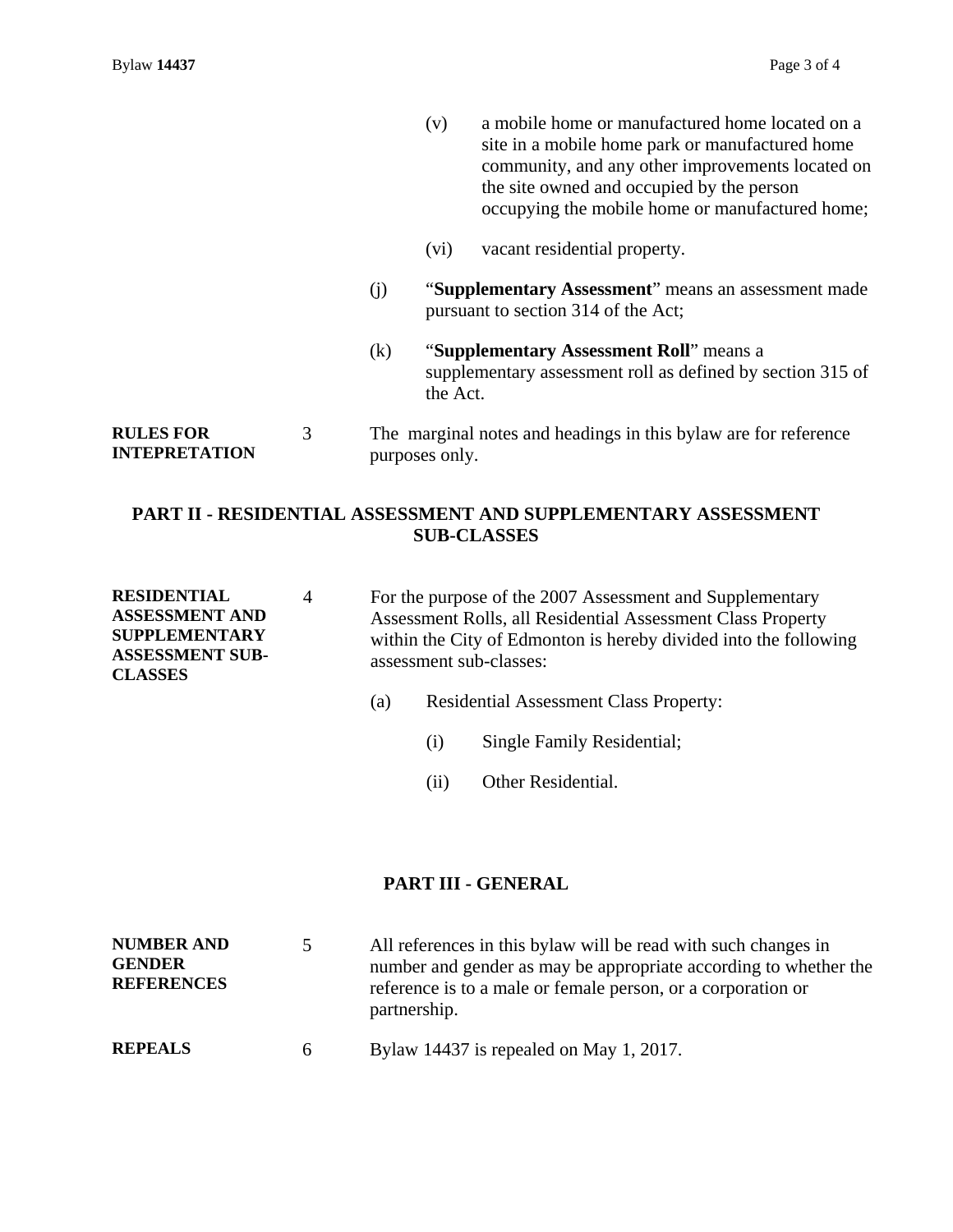(v) a mobile home or manufactured home located on a site in a mobile home park or manufactured home community, and any other improvements located on the site owned and occupied by the person occupying the mobile home or manufactured home;

(vi) vacant residential property.

(j) "**Supplementary Assessment**" means an assessment made pursuant to section 314 of the Act;

(k) "**Supplementary Assessment Roll**" means a supplementary assessment roll as defined by section 315 of the Act.

**RULES FOR INTEPRETATION**

3 The marginal notes and headings in this bylaw are for reference purposes only.

## PART II - RESIDENTIAL ASSESSMENT AND SUPPLEMENTARY ASSESSMENT SUB-CLASSES

**RESIDENTIAL ASSESSMENT AND SUPPLEMENTARY ASSESSMENT SUB-CLASSES**

4 For the purpose of the 2007 Assessment and Supplementary Assessment Rolls, all Residential Assessment Class Property within the City of Edmonton is hereby divided into the following assessment sub-classes:

(a) Residential Assessment Class Property:

(i) Single Family Residential;

(ii) Other Residential.

## PART III - GENERAL

**NUMBER AND GENDER REFERENCES**

5 All references in this bylaw will be read with such changes in number and gender as may be appropriate according to whether the reference is to a male or female person, or a corporation or partnership.

**REPEALS**

6 Bylaw 14437 is repealed on May 1, 2017.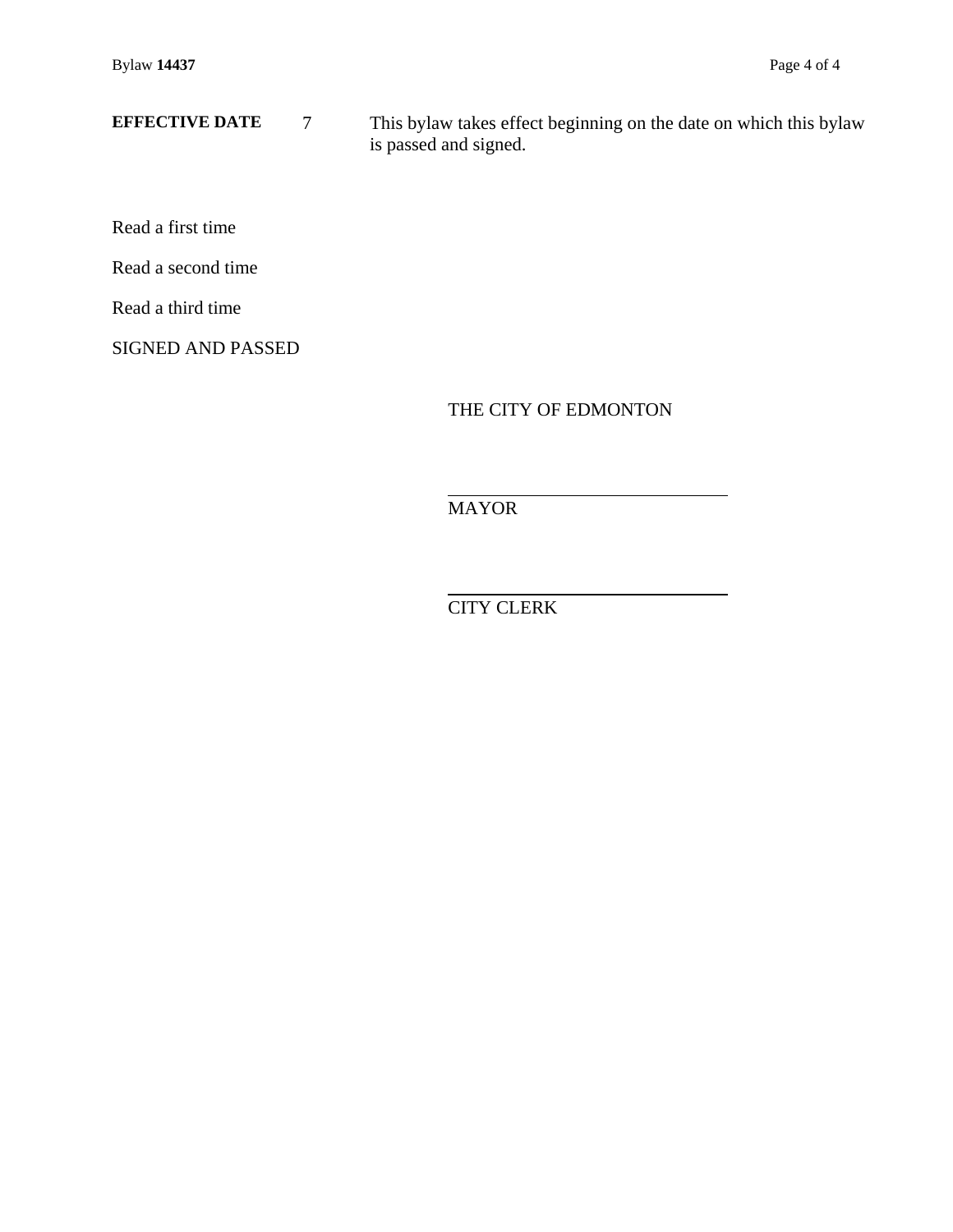**EFFECTIVE DATE** 7 This bylaw takes effect beginning on the date on which this bylaw is passed and signed.

Read a first time

Read a second time

Read a third time

SIGNED AND PASSED

THE CITY OF EDMONTON

\_\_\_\_\_\_\_\_\_\_\_\_\_\_\_\_\_\_\_\_\_\_\_\_\_\_\_\_\_\_\_\_

MAYOR

\_\_\_\_\_\_\_\_\_\_\_\_\_\_\_\_\_\_\_\_\_\_\_\_\_\_\_\_\_\_\_\_

CITY CLERK